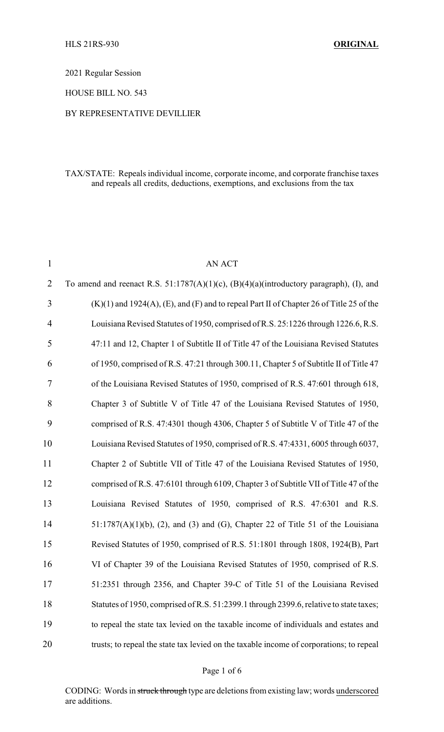HLS 21RS-930 **ORIGINAL**

2021 Regular Session

HOUSE BILL NO. 543

BY REPRESENTATIVE DEVILLIER

TAX/STATE: Repeals individual income, corporate income, and corporate franchise taxes and repeals all credits, deductions, exemptions, and exclusions from the tax

AN ACT

To amend and reenact R.S. 51:1787(A)(1)(c), (B)(4)(a)(introductory paragraph), (I), and (K)(1) and 1924(A), (E), and (F) and to repeal Part II of Chapter 26 of Title 25 of the Louisiana Revised Statutes of 1950, comprised of R.S. 25:1226 through 1226.6, R.S. 47:11 and 12, Chapter 1 of Subtitle II of Title 47 of the Louisiana Revised Statutes of 1950, comprised of R.S. 47:21 through 300.11, Chapter 5 of Subtitle II of Title 47 of the Louisiana Revised Statutes of 1950, comprised of R.S. 47:601 through 618, Chapter 3 of Subtitle V of Title 47 of the Louisiana Revised Statutes of 1950, comprised of R.S. 47:4301 though 4306, Chapter 5 of Subtitle V of Title 47 of the Louisiana Revised Statutes of 1950, comprised of R.S. 47:4331, 6005 through 6037, Chapter 2 of Subtitle VII of Title 47 of the Louisiana Revised Statutes of 1950, comprised of R.S. 47:6101 through 6109, Chapter 3 of Subtitle VII of Title 47 of the Louisiana Revised Statutes of 1950, comprised of R.S. 47:6301 and R.S. 51:1787(A)(1)(b), (2), and (3) and (G), Chapter 22 of Title 51 of the Louisiana Revised Statutes of 1950, comprised of R.S. 51:1801 through 1808, 1924(B), Part VI of Chapter 39 of the Louisiana Revised Statutes of 1950, comprised of R.S. 51:2351 through 2356, and Chapter 39-C of Title 51 of the Louisiana Revised Statutes of 1950, comprised of R.S. 51:2399.1 through 2399.6, relative to state taxes; to repeal the state tax levied on the taxable income of individuals and estates and trusts; to repeal the state tax levied on the taxable income of corporations; to repeal

CODING: Words in struck through type are deletions from existing law; words underscored are additions.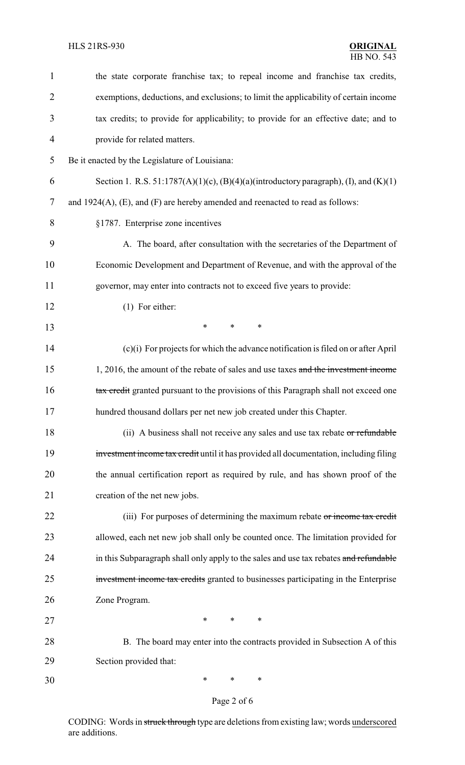the state corporate franchise tax; to repeal income and franchise tax credits, exemptions, deductions, and exclusions; to limit the applicability of certain income tax credits; to provide for applicability; to provide for an effective date; and to provide for related matters.

Be it enacted by the Legislature of Louisiana:

Section 1. R.S. 51:1787(A)(1)(c), (B)(4)(a)(introductory paragraph), (I), and (K)(1) and 1924(A), (E), and (F) are hereby amended and reenacted to read as follows:

§1787. Enterprise zone incentives

A. The board, after consultation with the secretaries of the Department of Economic Development and Department of Revenue, and with the approval of the governor, may enter into contracts not to exceed five years to provide:

(1) For either:

\* \* \*

(c)(i) For projects for which the advance notification is filed on or after April 1, 2016, the amount of the rebate of sales and use taxes ~~and the investment income tax credit~~ granted pursuant to the provisions of this Paragraph shall not exceed one hundred thousand dollars per net new job created under this Chapter.

(ii) A business shall not receive any sales and use tax rebate ~~or refundable investment income tax credit~~ until it has provided all documentation, including filing the annual certification report as required by rule, and has shown proof of the creation of the net new jobs.

(iii) For purposes of determining the maximum rebate ~~or income tax credit~~ allowed, each net new job shall only be counted once. The limitation provided for in this Subparagraph shall only apply to the sales and use tax rebates ~~and refundable investment income tax credits~~ granted to businesses participating in the Enterprise Zone Program.

\* \* \*

B. The board may enter into the contracts provided in Subsection A of this Section provided that:

\* \* \*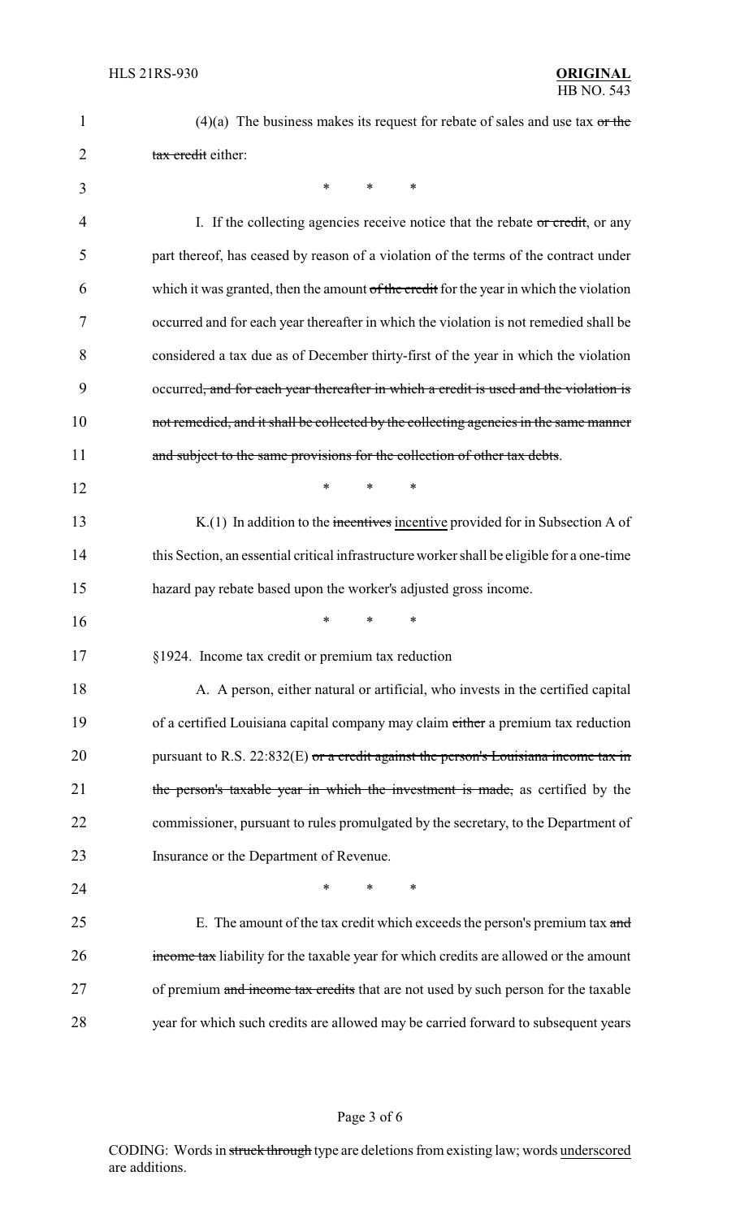(4)(a) The business makes its request for rebate of sales and use tax ~~or the tax credit~~ either:

\* \* \*

I. If the collecting agencies receive notice that the rebate ~~or credit~~, or any part thereof, has ceased by reason of a violation of the terms of the contract under which it was granted, then the amount ~~of the credit~~ for the year in which the violation occurred and for each year thereafter in which the violation is not remedied shall be considered a tax due as of December thirty-first of the year in which the violation occurred~~, and for each year thereafter in which a credit is used and the violation is not remedied, and it shall be collected by the collecting agencies in the same manner and subject to the same provisions for the collection of other tax debts~~.

\* \* \*

K.(1) In addition to the ~~incentives~~ <u>incentive</u> provided for in Subsection A of this Section, an essential critical infrastructure worker shall be eligible for a one-time hazard pay rebate based upon the worker's adjusted gross income.

\* \* \*

§1924. Income tax credit or premium tax reduction

A. A person, either natural or artificial, who invests in the certified capital of a certified Louisiana capital company may claim ~~either~~ a premium tax reduction pursuant to R.S. 22:832(E) ~~or a credit against the person's Louisiana income tax in the person's taxable year in which the investment is made,~~ as certified by the commissioner, pursuant to rules promulgated by the secretary, to the Department of Insurance or the Department of Revenue.

\* \* \*

E. The amount of the tax credit which exceeds the person's premium tax ~~and income tax~~ liability for the taxable year for which credits are allowed or the amount of premium ~~and income tax credits~~ that are not used by such person for the taxable year for which such credits are allowed may be carried forward to subsequent years

CODING: Words in ~~struck through~~ type are deletions from existing law; words <u>underscored</u> are additions.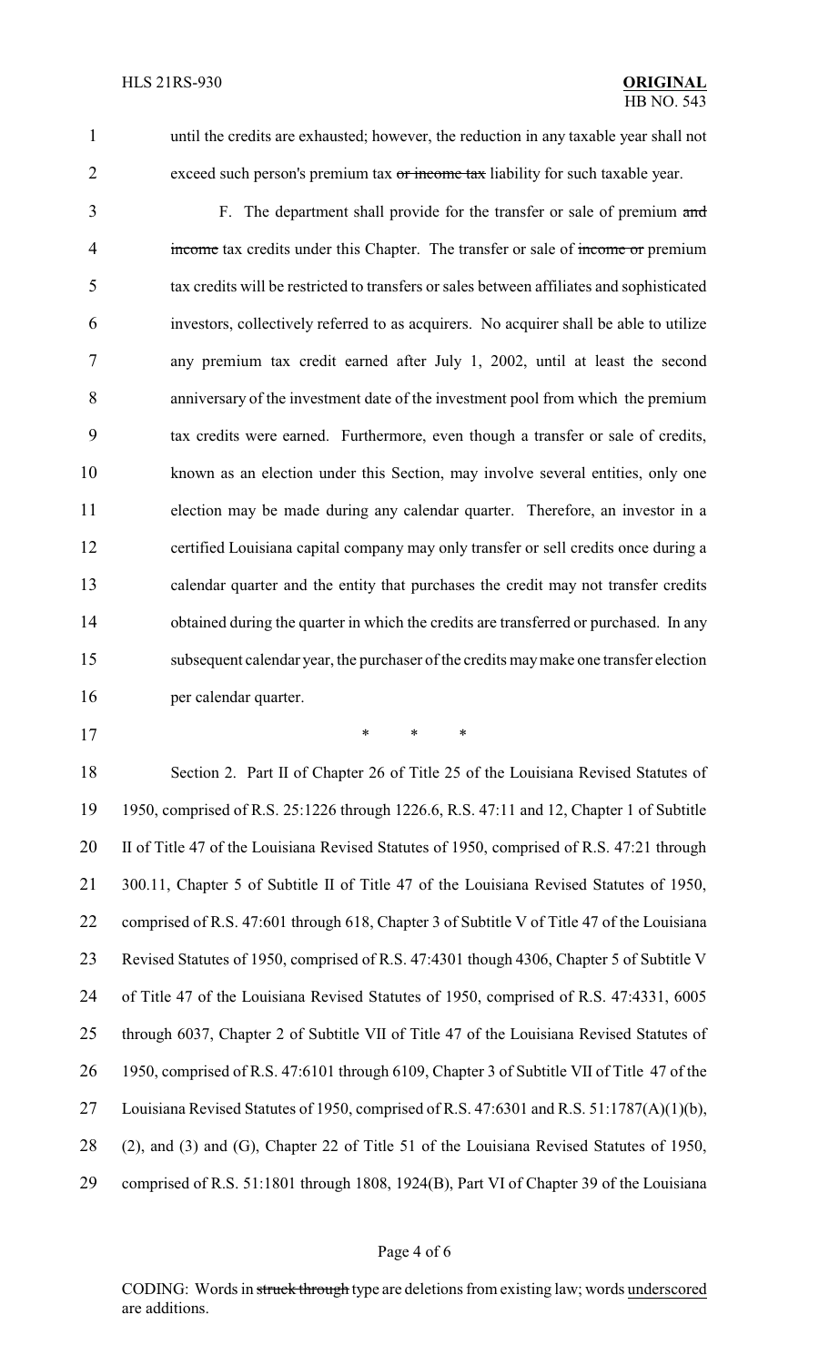until the credits are exhausted; however, the reduction in any taxable year shall not exceed such person's premium tax ~~or income tax~~ liability for such taxable year.

F. The department shall provide for the transfer or sale of premium ~~and income~~ tax credits under this Chapter. The transfer or sale of ~~income or~~ premium tax credits will be restricted to transfers or sales between affiliates and sophisticated investors, collectively referred to as acquirers. No acquirer shall be able to utilize any premium tax credit earned after July 1, 2002, until at least the second anniversary of the investment date of the investment pool from which the premium tax credits were earned. Furthermore, even though a transfer or sale of credits, known as an election under this Section, may involve several entities, only one election may be made during any calendar quarter. Therefore, an investor in a certified Louisiana capital company may only transfer or sell credits once during a calendar quarter and the entity that purchases the credit may not transfer credits obtained during the quarter in which the credits are transferred or purchased. In any subsequent calendar year, the purchaser of the credits may make one transfer election per calendar quarter.

\* \* \*

Section 2. Part II of Chapter 26 of Title 25 of the Louisiana Revised Statutes of 1950, comprised of R.S. 25:1226 through 1226.6, R.S. 47:11 and 12, Chapter 1 of Subtitle II of Title 47 of the Louisiana Revised Statutes of 1950, comprised of R.S. 47:21 through 300.11, Chapter 5 of Subtitle II of Title 47 of the Louisiana Revised Statutes of 1950, comprised of R.S. 47:601 through 618, Chapter 3 of Subtitle V of Title 47 of the Louisiana Revised Statutes of 1950, comprised of R.S. 47:4301 though 4306, Chapter 5 of Subtitle V of Title 47 of the Louisiana Revised Statutes of 1950, comprised of R.S. 47:4331, 6005 through 6037, Chapter 2 of Subtitle VII of Title 47 of the Louisiana Revised Statutes of 1950, comprised of R.S. 47:6101 through 6109, Chapter 3 of Subtitle VII of Title 47 of the Louisiana Revised Statutes of 1950, comprised of R.S. 47:6301 and R.S. 51:1787(A)(1)(b), (2), and (3) and (G), Chapter 22 of Title 51 of the Louisiana Revised Statutes of 1950, comprised of R.S. 51:1801 through 1808, 1924(B), Part VI of Chapter 39 of the Louisiana

CODING: Words in ~~struck through~~ type are deletions from existing law; words <u>underscored</u> are additions.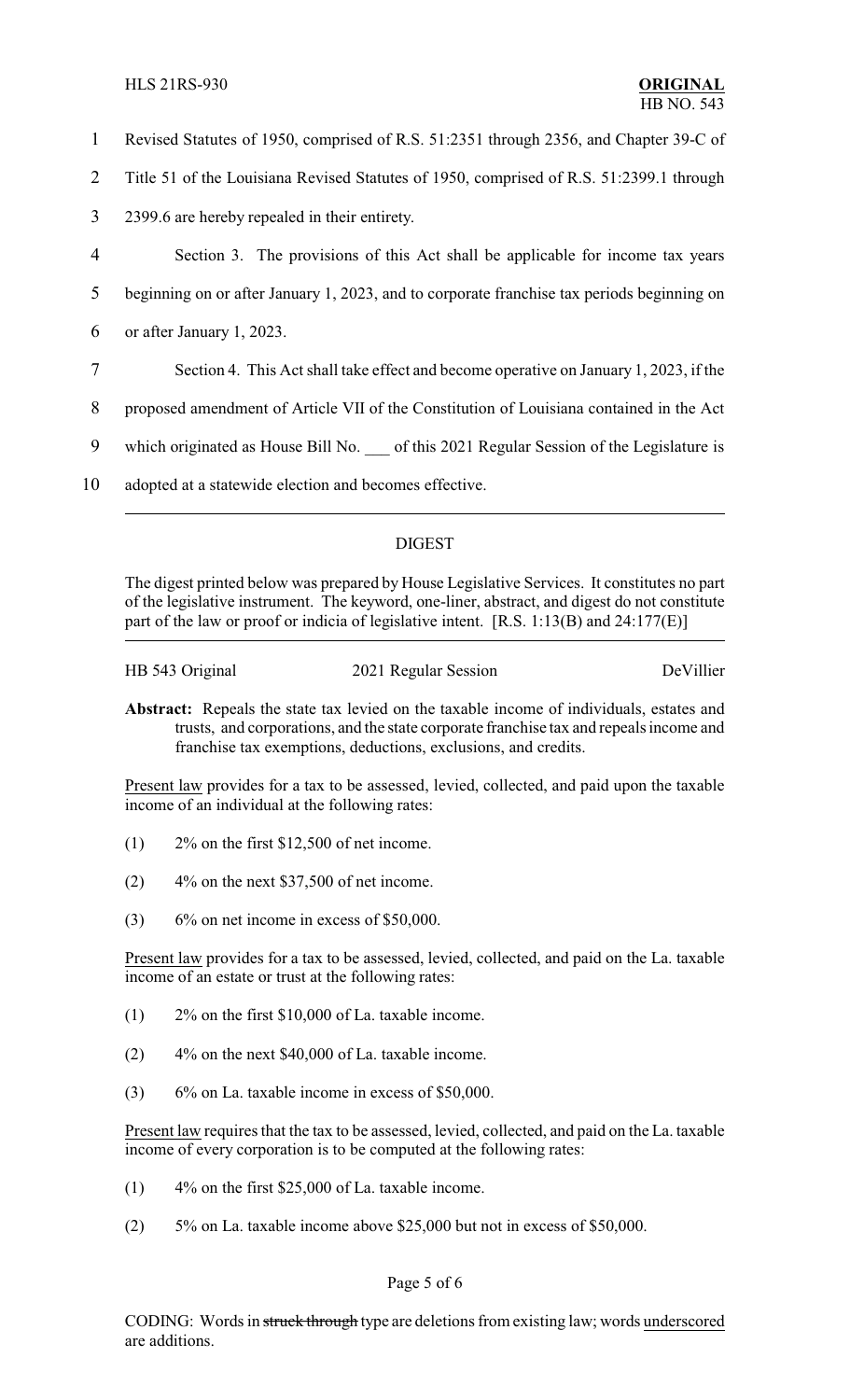Revised Statutes of 1950, comprised of R.S. 51:2351 through 2356, and Chapter 39-C of Title 51 of the Louisiana Revised Statutes of 1950, comprised of R.S. 51:2399.1 through 2399.6 are hereby repealed in their entirety.

Section 3. The provisions of this Act shall be applicable for income tax years beginning on or after January 1, 2023, and to corporate franchise tax periods beginning on or after January 1, 2023.

Section 4. This Act shall take effect and become operative on January 1, 2023, if the proposed amendment of Article VII of the Constitution of Louisiana contained in the Act which originated as House Bill No. ___ of this 2021 Regular Session of the Legislature is adopted at a statewide election and becomes effective.

## DIGEST

The digest printed below was prepared by House Legislative Services. It constitutes no part of the legislative instrument. The keyword, one-liner, abstract, and digest do not constitute part of the law or proof or indicia of legislative intent. [R.S. 1:13(B) and 24:177(E)]

HB 543 Original — 2021 Regular Session — DeVillier

**Abstract:** Repeals the state tax levied on the taxable income of individuals, estates and trusts, and corporations, and the state corporate franchise tax and repeals income and franchise tax exemptions, deductions, exclusions, and credits.

Present law provides for a tax to be assessed, levied, collected, and paid upon the taxable income of an individual at the following rates:

(1) 2% on the first $12,500 of net income.

(2) 4% on the next $37,500 of net income.

(3) 6% on net income in excess of $50,000.

Present law provides for a tax to be assessed, levied, collected, and paid on the La. taxable income of an estate or trust at the following rates:

(1) 2% on the first $10,000 of La. taxable income.

(2) 4% on the next $40,000 of La. taxable income.

(3) 6% on La. taxable income in excess of $50,000.

Present law requires that the tax to be assessed, levied, collected, and paid on the La. taxable income of every corporation is to be computed at the following rates:

(1) 4% on the first $25,000 of La. taxable income.

(2) 5% on La. taxable income above $25,000 but not in excess of $50,000.

CODING: Words in ~~struck through~~ type are deletions from existing law; words underscored are additions.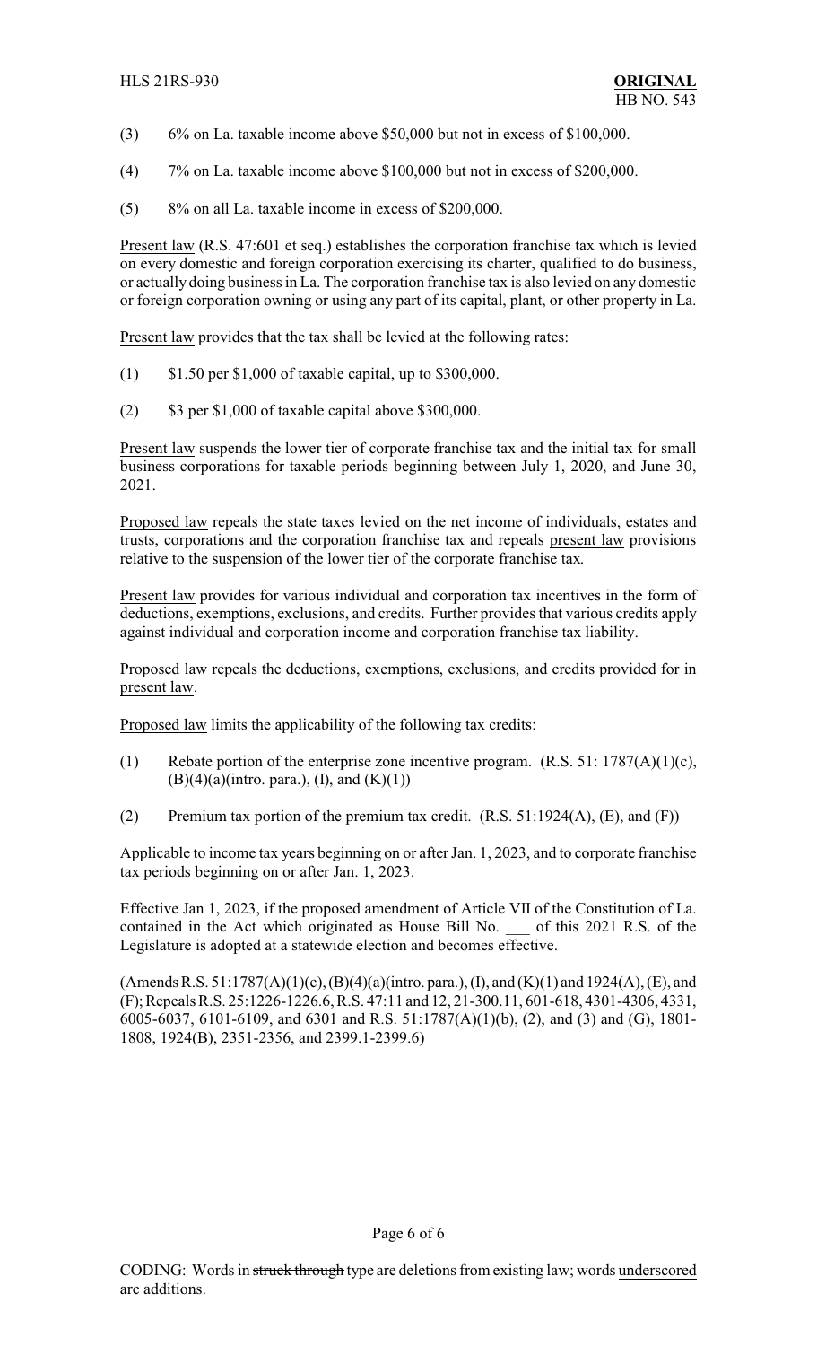(3) 6% on La. taxable income above $50,000 but not in excess of $100,000.

(4) 7% on La. taxable income above $100,000 but not in excess of $200,000.

(5) 8% on all La. taxable income in excess of $200,000.

Present law (R.S. 47:601 et seq.) establishes the corporation franchise tax which is levied on every domestic and foreign corporation exercising its charter, qualified to do business, or actually doing business in La. The corporation franchise tax is also levied on any domestic or foreign corporation owning or using any part of its capital, plant, or other property in La.

Present law provides that the tax shall be levied at the following rates:

(1) $1.50 per $1,000 of taxable capital, up to $300,000.

(2) $3 per $1,000 of taxable capital above $300,000.

Present law suspends the lower tier of corporate franchise tax and the initial tax for small business corporations for taxable periods beginning between July 1, 2020, and June 30, 2021.

Proposed law repeals the state taxes levied on the net income of individuals, estates and trusts, corporations and the corporation franchise tax and repeals present law provisions relative to the suspension of the lower tier of the corporate franchise tax.

Present law provides for various individual and corporation tax incentives in the form of deductions, exemptions, exclusions, and credits. Further provides that various credits apply against individual and corporation income and corporation franchise tax liability.

Proposed law repeals the deductions, exemptions, exclusions, and credits provided for in present law.

Proposed law limits the applicability of the following tax credits:

(1) Rebate portion of the enterprise zone incentive program. (R.S. 51: 1787(A)(1)(c), (B)(4)(a)(intro. para.), (I), and (K)(1))

(2) Premium tax portion of the premium tax credit. (R.S. 51:1924(A), (E), and (F))

Applicable to income tax years beginning on or after Jan. 1, 2023, and to corporate franchise tax periods beginning on or after Jan. 1, 2023.

Effective Jan 1, 2023, if the proposed amendment of Article VII of the Constitution of La. contained in the Act which originated as House Bill No. ___ of this 2021 R.S. of the Legislature is adopted at a statewide election and becomes effective.

(Amends R.S. 51:1787(A)(1)(c), (B)(4)(a)(intro. para.), (I), and (K)(1) and 1924(A), (E), and (F); Repeals R.S. 25:1226-1226.6, R.S. 47:11 and 12, 21-300.11, 601-618, 4301-4306, 4331, 6005-6037, 6101-6109, and 6301 and R.S. 51:1787(A)(1)(b), (2), and (3) and (G), 1801-1808, 1924(B), 2351-2356, and 2399.1-2399.6)